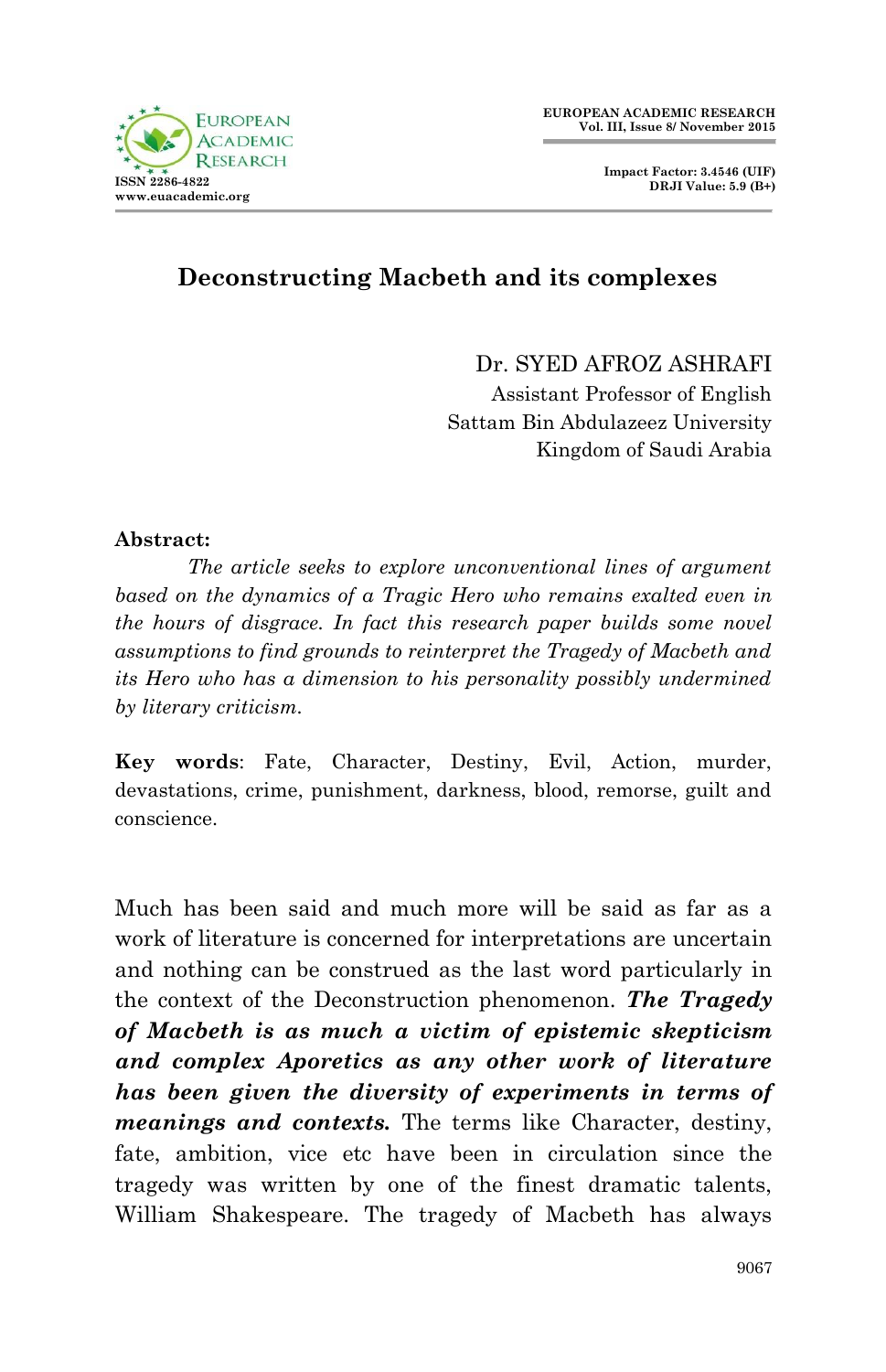# Deconstructing Macbeth and its complexes

Dr. SYED AFROZ ASHRAFI
Assistant Professor of English
Sattam Bin Abdulazeez University
Kingdom of Saudi Arabia

**Abstract:**

*The article seeks to explore unconventional lines of argument based on the dynamics of a Tragic Hero who remains exalted even in the hours of disgrace. In fact this research paper builds some novel assumptions to find grounds to reinterpret the Tragedy of Macbeth and its Hero who has a dimension to his personality possibly undermined by literary criticism.*

**Key words**: Fate, Character, Destiny, Evil, Action, murder, devastations, crime, punishment, darkness, blood, remorse, guilt and conscience.

Much has been said and much more will be said as far as a work of literature is concerned for interpretations are uncertain and nothing can be construed as the last word particularly in the context of the Deconstruction phenomenon. ***The Tragedy of Macbeth is as much a victim of epistemic skepticism and complex Aporetics as any other work of literature has been given the diversity of experiments in terms of meanings and contexts.*** The terms like Character, destiny, fate, ambition, vice etc have been in circulation since the tragedy was written by one of the finest dramatic talents, William Shakespeare. The tragedy of Macbeth has always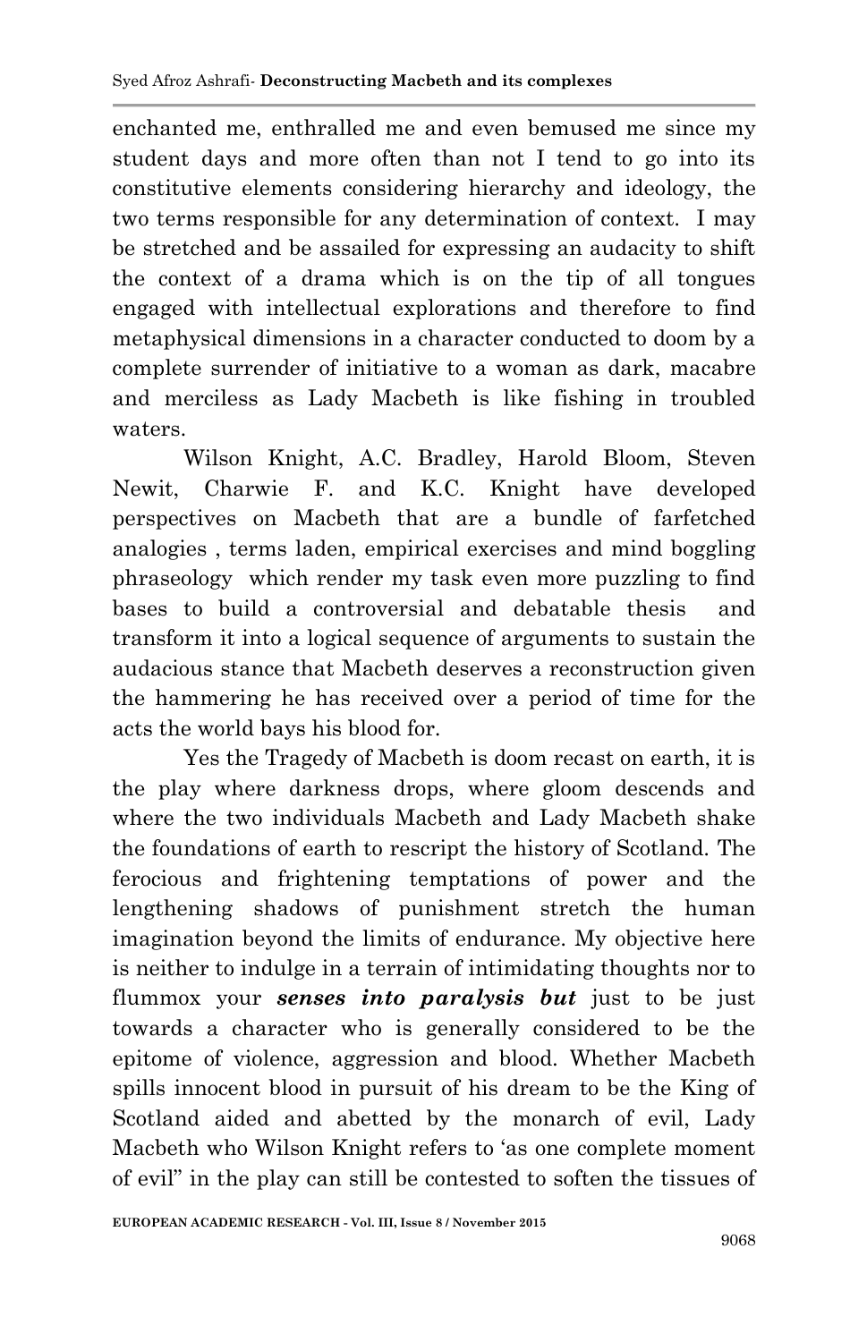enchanted me, enthralled me and even bemused me since my student days and more often than not I tend to go into its constitutive elements considering hierarchy and ideology, the two terms responsible for any determination of context. I may be stretched and be assailed for expressing an audacity to shift the context of a drama which is on the tip of all tongues engaged with intellectual explorations and therefore to find metaphysical dimensions in a character conducted to doom by a complete surrender of initiative to a woman as dark, macabre and merciless as Lady Macbeth is like fishing in troubled waters.

Wilson Knight, A.C. Bradley, Harold Bloom, Steven Newit, Charwie F. and K.C. Knight have developed perspectives on Macbeth that are a bundle of farfetched analogies , terms laden, empirical exercises and mind boggling phraseology which render my task even more puzzling to find bases to build a controversial and debatable thesis and transform it into a logical sequence of arguments to sustain the audacious stance that Macbeth deserves a reconstruction given the hammering he has received over a period of time for the acts the world bays his blood for.

Yes the Tragedy of Macbeth is doom recast on earth, it is the play where darkness drops, where gloom descends and where the two individuals Macbeth and Lady Macbeth shake the foundations of earth to rescript the history of Scotland. The ferocious and frightening temptations of power and the lengthening shadows of punishment stretch the human imagination beyond the limits of endurance. My objective here is neither to indulge in a terrain of intimidating thoughts nor to flummox your ***senses into paralysis but*** just to be just towards a character who is generally considered to be the epitome of violence, aggression and blood. Whether Macbeth spills innocent blood in pursuit of his dream to be the King of Scotland aided and abetted by the monarch of evil, Lady Macbeth who Wilson Knight refers to 'as one complete moment of evil" in the play can still be contested to soften the tissues of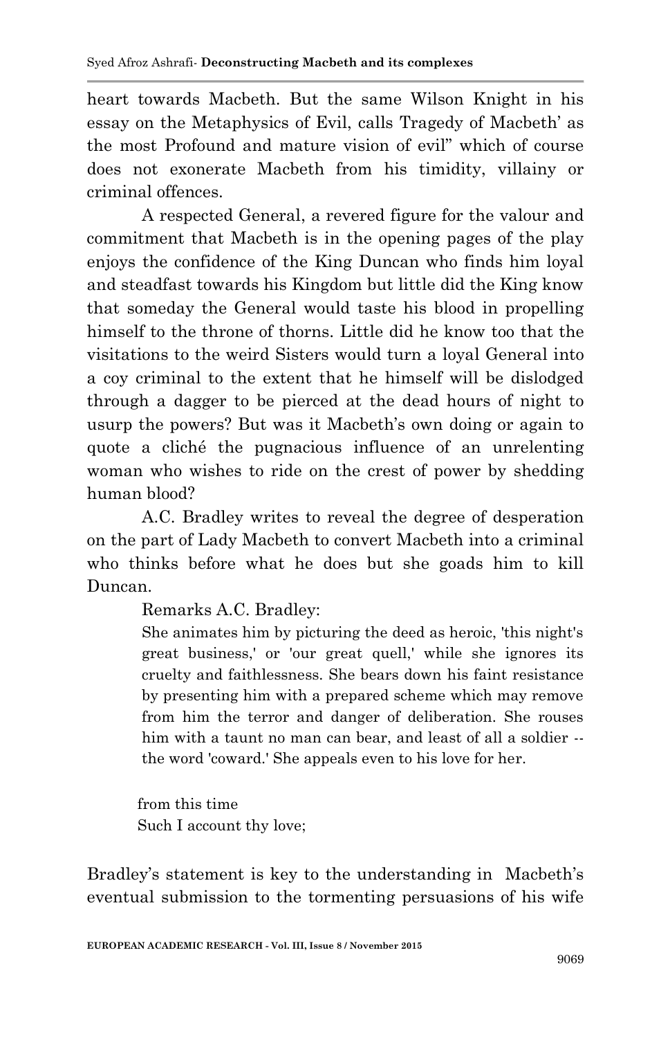heart towards Macbeth. But the same Wilson Knight in his essay on the Metaphysics of Evil, calls Tragedy of Macbeth' as the most Profound and mature vision of evil" which of course does not exonerate Macbeth from his timidity, villainy or criminal offences.

A respected General, a revered figure for the valour and commitment that Macbeth is in the opening pages of the play enjoys the confidence of the King Duncan who finds him loyal and steadfast towards his Kingdom but little did the King know that someday the General would taste his blood in propelling himself to the throne of thorns. Little did he know too that the visitations to the weird Sisters would turn a loyal General into a coy criminal to the extent that he himself will be dislodged through a dagger to be pierced at the dead hours of night to usurp the powers? But was it Macbeth's own doing or again to quote a cliché the pugnacious influence of an unrelenting woman who wishes to ride on the crest of power by shedding human blood?

A.C. Bradley writes to reveal the degree of desperation on the part of Lady Macbeth to convert Macbeth into a criminal who thinks before what he does but she goads him to kill Duncan.

Remarks A.C. Bradley:

> She animates him by picturing the deed as heroic, 'this night's great business,' or 'our great quell,' while she ignores its cruelty and faithlessness. She bears down his faint resistance by presenting him with a prepared scheme which may remove from him the terror and danger of deliberation. She rouses him with a taunt no man can bear, and least of all a soldier -- the word 'coward.' She appeals even to his love for her.

> from this time
> Such I account thy love;

Bradley's statement is key to the understanding in Macbeth's eventual submission to the tormenting persuasions of his wife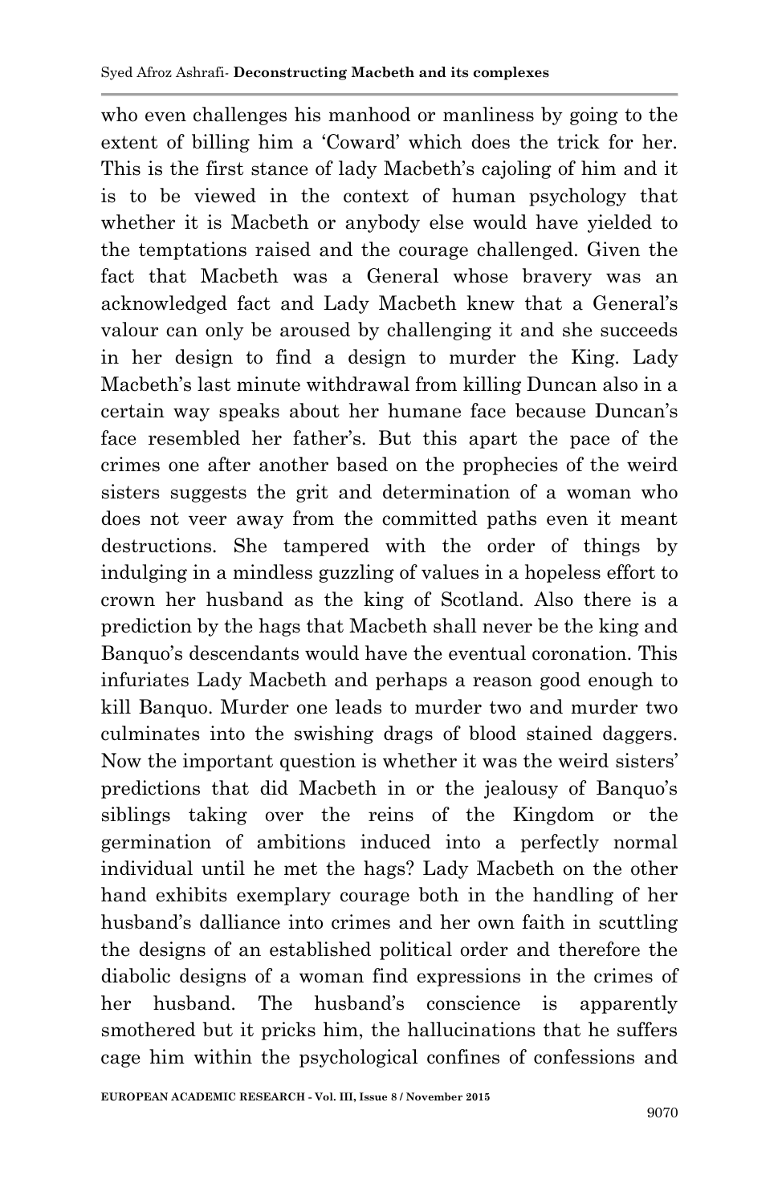who even challenges his manhood or manliness by going to the extent of billing him a 'Coward' which does the trick for her. This is the first stance of lady Macbeth's cajoling of him and it is to be viewed in the context of human psychology that whether it is Macbeth or anybody else would have yielded to the temptations raised and the courage challenged. Given the fact that Macbeth was a General whose bravery was an acknowledged fact and Lady Macbeth knew that a General's valour can only be aroused by challenging it and she succeeds in her design to find a design to murder the King. Lady Macbeth's last minute withdrawal from killing Duncan also in a certain way speaks about her humane face because Duncan's face resembled her father's. But this apart the pace of the crimes one after another based on the prophecies of the weird sisters suggests the grit and determination of a woman who does not veer away from the committed paths even it meant destructions. She tampered with the order of things by indulging in a mindless guzzling of values in a hopeless effort to crown her husband as the king of Scotland. Also there is a prediction by the hags that Macbeth shall never be the king and Banquo's descendants would have the eventual coronation. This infuriates Lady Macbeth and perhaps a reason good enough to kill Banquo. Murder one leads to murder two and murder two culminates into the swishing drags of blood stained daggers. Now the important question is whether it was the weird sisters' predictions that did Macbeth in or the jealousy of Banquo's siblings taking over the reins of the Kingdom or the germination of ambitions induced into a perfectly normal individual until he met the hags? Lady Macbeth on the other hand exhibits exemplary courage both in the handling of her husband's dalliance into crimes and her own faith in scuttling the designs of an established political order and therefore the diabolic designs of a woman find expressions in the crimes of her husband. The husband's conscience is apparently smothered but it pricks him, the hallucinations that he suffers cage him within the psychological confines of confessions and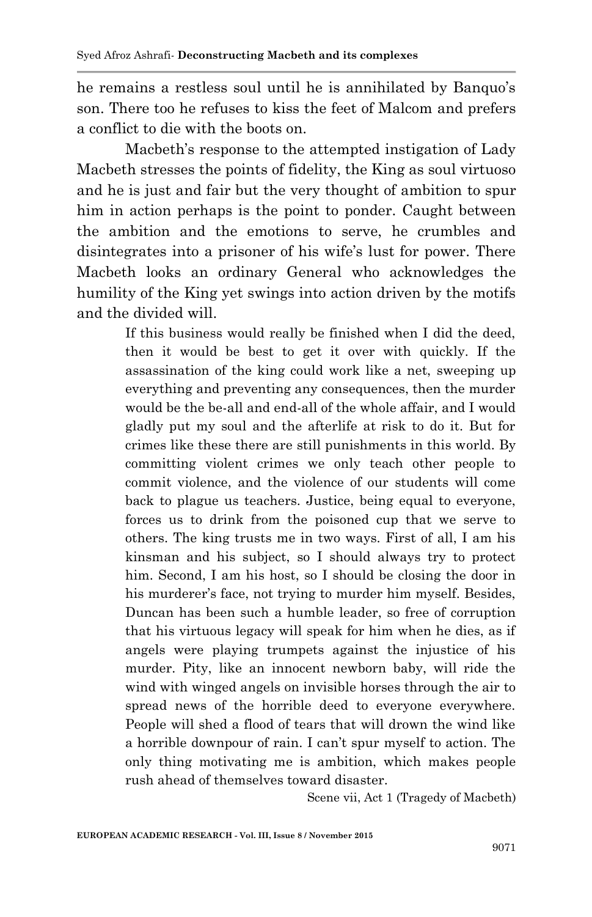he remains a restless soul until he is annihilated by Banquo's son. There too he refuses to kiss the feet of Malcom and prefers a conflict to die with the boots on.

Macbeth's response to the attempted instigation of Lady Macbeth stresses the points of fidelity, the King as soul virtuoso and he is just and fair but the very thought of ambition to spur him in action perhaps is the point to ponder. Caught between the ambition and the emotions to serve, he crumbles and disintegrates into a prisoner of his wife's lust for power. There Macbeth looks an ordinary General who acknowledges the humility of the King yet swings into action driven by the motifs and the divided will.

> If this business would really be finished when I did the deed, then it would be best to get it over with quickly. If the assassination of the king could work like a net, sweeping up everything and preventing any consequences, then the murder would be the be-all and end-all of the whole affair, and I would gladly put my soul and the afterlife at risk to do it. But for crimes like these there are still punishments in this world. By committing violent crimes we only teach other people to commit violence, and the violence of our students will come back to plague us teachers. Justice, being equal to everyone, forces us to drink from the poisoned cup that we serve to others. The king trusts me in two ways. First of all, I am his kinsman and his subject, so I should always try to protect him. Second, I am his host, so I should be closing the door in his murderer's face, not trying to murder him myself. Besides, Duncan has been such a humble leader, so free of corruption that his virtuous legacy will speak for him when he dies, as if angels were playing trumpets against the injustice of his murder. Pity, like an innocent newborn baby, will ride the wind with winged angels on invisible horses through the air to spread news of the horrible deed to everyone everywhere. People will shed a flood of tears that will drown the wind like a horrible downpour of rain. I can't spur myself to action. The only thing motivating me is ambition, which makes people rush ahead of themselves toward disaster.
>
> Scene vii, Act 1 (Tragedy of Macbeth)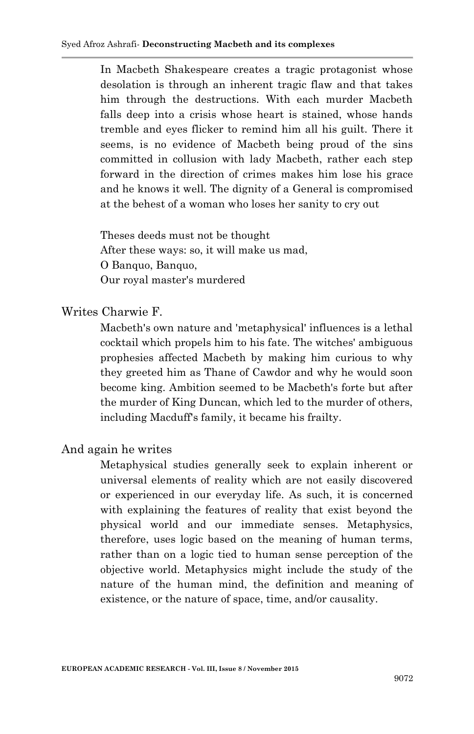> In Macbeth Shakespeare creates a tragic protagonist whose desolation is through an inherent tragic flaw and that takes him through the destructions. With each murder Macbeth falls deep into a crisis whose heart is stained, whose hands tremble and eyes flicker to remind him all his guilt. There it seems, is no evidence of Macbeth being proud of the sins committed in collusion with lady Macbeth, rather each step forward in the direction of crimes makes him lose his grace and he knows it well. The dignity of a General is compromised at the behest of a woman who loses her sanity to cry out
>
> Theses deeds must not be thought
> After these ways: so, it will make us mad,
> O Banquo, Banquo,
> Our royal master's murdered

Writes Charwie F.

> Macbeth's own nature and 'metaphysical' influences is a lethal cocktail which propels him to his fate. The witches' ambiguous prophesies affected Macbeth by making him curious to why they greeted him as Thane of Cawdor and why he would soon become king. Ambition seemed to be Macbeth's forte but after the murder of King Duncan, which led to the murder of others, including Macduff's family, it became his frailty.

And again he writes

> Metaphysical studies generally seek to explain inherent or universal elements of reality which are not easily discovered or experienced in our everyday life. As such, it is concerned with explaining the features of reality that exist beyond the physical world and our immediate senses. Metaphysics, therefore, uses logic based on the meaning of human terms, rather than on a logic tied to human sense perception of the objective world. Metaphysics might include the study of the nature of the human mind, the definition and meaning of existence, or the nature of space, time, and/or causality.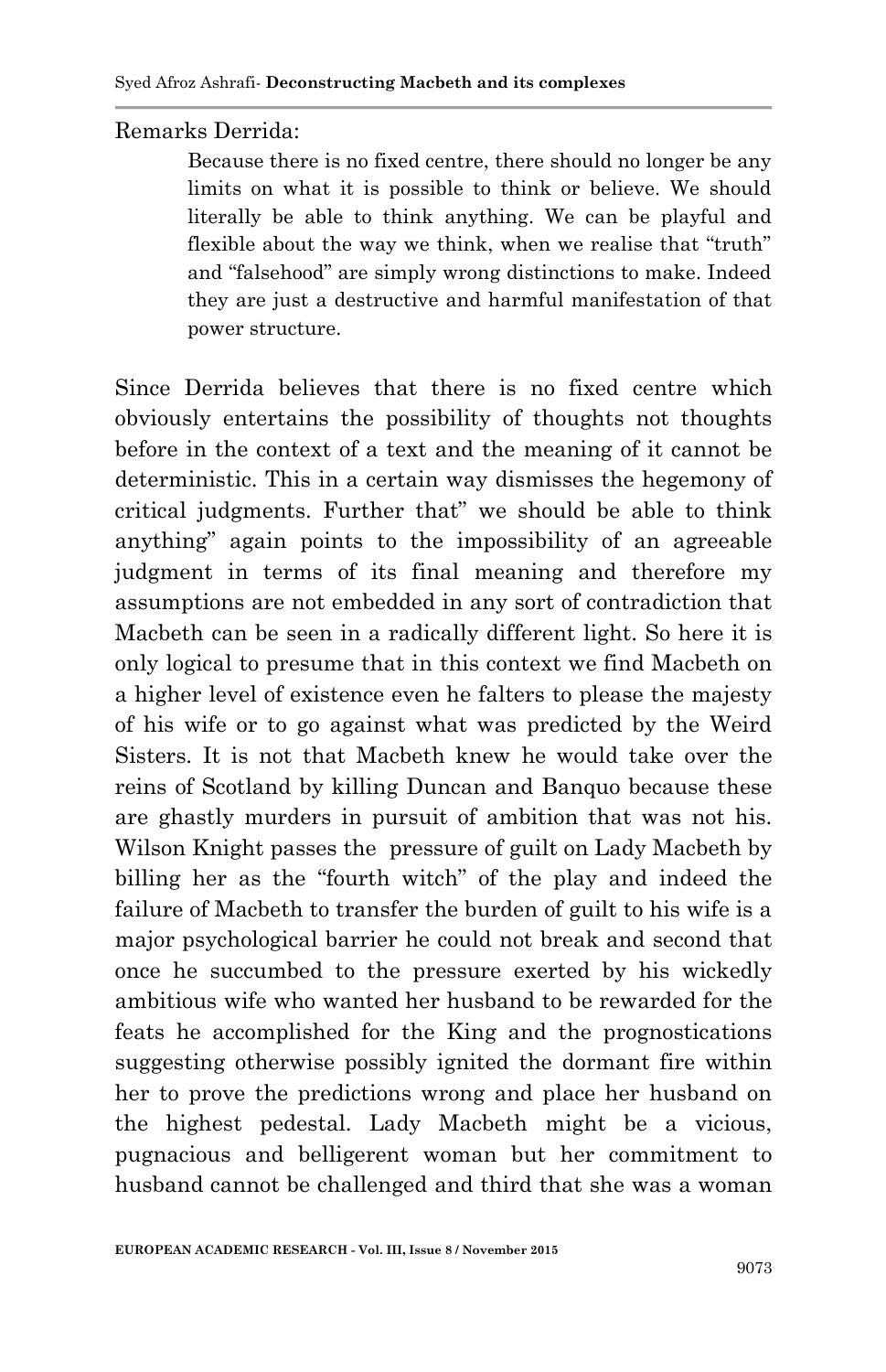Remarks Derrida:

> Because there is no fixed centre, there should no longer be any limits on what it is possible to think or believe. We should literally be able to think anything. We can be playful and flexible about the way we think, when we realise that "truth" and "falsehood" are simply wrong distinctions to make. Indeed they are just a destructive and harmful manifestation of that power structure.

Since Derrida believes that there is no fixed centre which obviously entertains the possibility of thoughts not thoughts before in the context of a text and the meaning of it cannot be deterministic. This in a certain way dismisses the hegemony of critical judgments. Further that" we should be able to think anything" again points to the impossibility of an agreeable judgment in terms of its final meaning and therefore my assumptions are not embedded in any sort of contradiction that Macbeth can be seen in a radically different light. So here it is only logical to presume that in this context we find Macbeth on a higher level of existence even he falters to please the majesty of his wife or to go against what was predicted by the Weird Sisters. It is not that Macbeth knew he would take over the reins of Scotland by killing Duncan and Banquo because these are ghastly murders in pursuit of ambition that was not his. Wilson Knight passes the pressure of guilt on Lady Macbeth by billing her as the "fourth witch" of the play and indeed the failure of Macbeth to transfer the burden of guilt to his wife is a major psychological barrier he could not break and second that once he succumbed to the pressure exerted by his wickedly ambitious wife who wanted her husband to be rewarded for the feats he accomplished for the King and the prognostications suggesting otherwise possibly ignited the dormant fire within her to prove the predictions wrong and place her husband on the highest pedestal. Lady Macbeth might be a vicious, pugnacious and belligerent woman but her commitment to husband cannot be challenged and third that she was a woman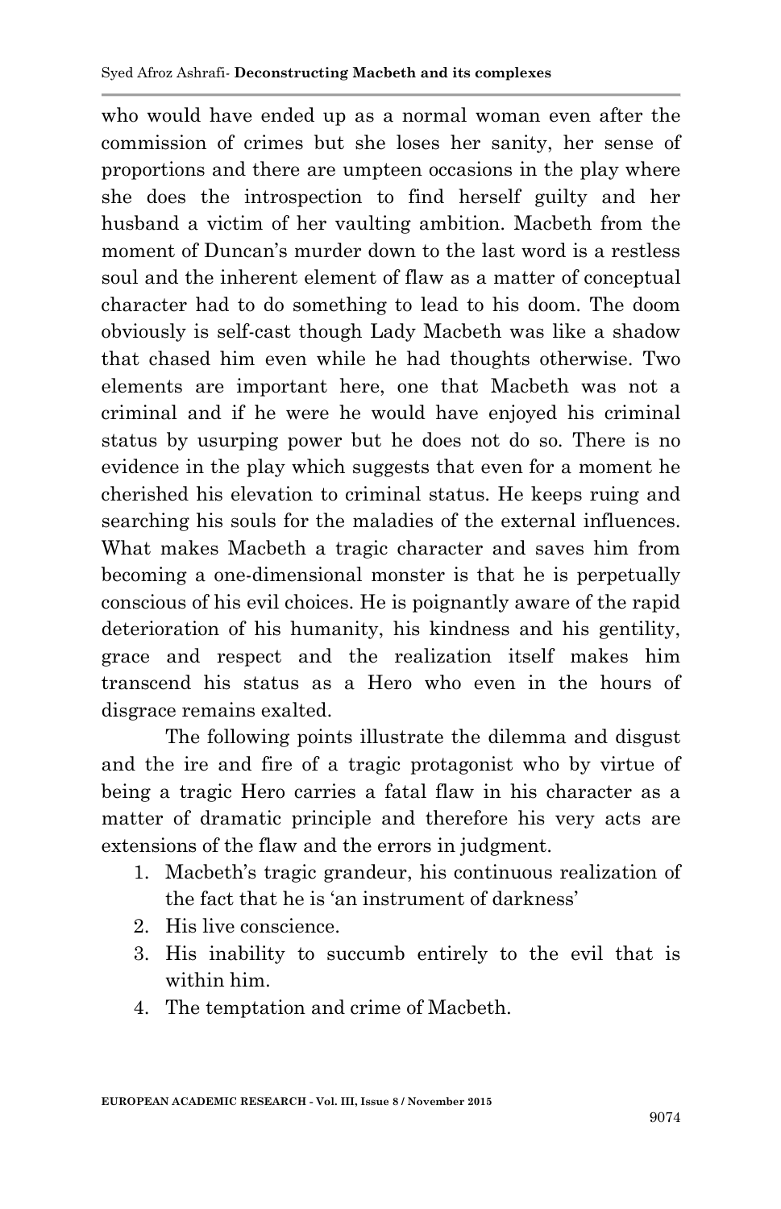who would have ended up as a normal woman even after the commission of crimes but she loses her sanity, her sense of proportions and there are umpteen occasions in the play where she does the introspection to find herself guilty and her husband a victim of her vaulting ambition. Macbeth from the moment of Duncan's murder down to the last word is a restless soul and the inherent element of flaw as a matter of conceptual character had to do something to lead to his doom. The doom obviously is self-cast though Lady Macbeth was like a shadow that chased him even while he had thoughts otherwise. Two elements are important here, one that Macbeth was not a criminal and if he were he would have enjoyed his criminal status by usurping power but he does not do so. There is no evidence in the play which suggests that even for a moment he cherished his elevation to criminal status. He keeps ruing and searching his souls for the maladies of the external influences. What makes Macbeth a tragic character and saves him from becoming a one-dimensional monster is that he is perpetually conscious of his evil choices. He is poignantly aware of the rapid deterioration of his humanity, his kindness and his gentility, grace and respect and the realization itself makes him transcend his status as a Hero who even in the hours of disgrace remains exalted.

The following points illustrate the dilemma and disgust and the ire and fire of a tragic protagonist who by virtue of being a tragic Hero carries a fatal flaw in his character as a matter of dramatic principle and therefore his very acts are extensions of the flaw and the errors in judgment.

1. Macbeth's tragic grandeur, his continuous realization of the fact that he is 'an instrument of darkness'
2. His live conscience.
3. His inability to succumb entirely to the evil that is within him.
4. The temptation and crime of Macbeth.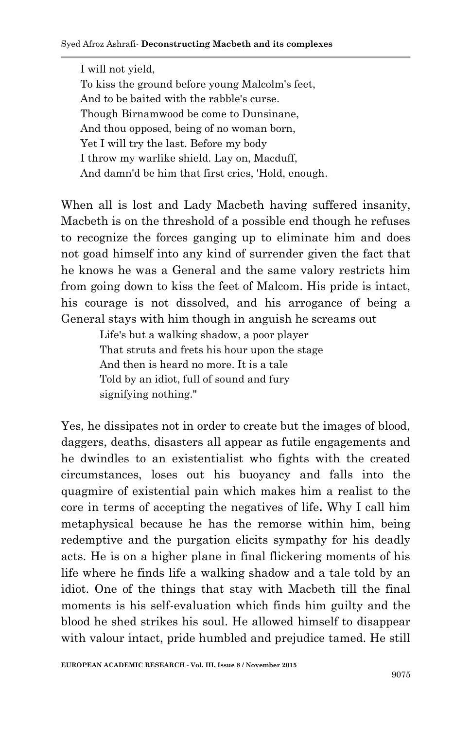> I will not yield,
> To kiss the ground before young Malcolm's feet,
> And to be baited with the rabble's curse.
> Though Birnamwood be come to Dunsinane,
> And thou opposed, being of no woman born,
> Yet I will try the last. Before my body
> I throw my warlike shield. Lay on, Macduff,
> And damn'd be him that first cries, 'Hold, enough.

When all is lost and Lady Macbeth having suffered insanity, Macbeth is on the threshold of a possible end though he refuses to recognize the forces ganging up to eliminate him and does not goad himself into any kind of surrender given the fact that he knows he was a General and the same valory restricts him from going down to kiss the feet of Malcom. His pride is intact, his courage is not dissolved, and his arrogance of being a General stays with him though in anguish he screams out

> Life's but a walking shadow, a poor player
> That struts and frets his hour upon the stage
> And then is heard no more. It is a tale
> Told by an idiot, full of sound and fury
> signifying nothing."

Yes, he dissipates not in order to create but the images of blood, daggers, deaths, disasters all appear as futile engagements and he dwindles to an existentialist who fights with the created circumstances, loses out his buoyancy and falls into the quagmire of existential pain which makes him a realist to the core in terms of accepting the negatives of life**.** Why I call him metaphysical because he has the remorse within him, being redemptive and the purgation elicits sympathy for his deadly acts. He is on a higher plane in final flickering moments of his life where he finds life a walking shadow and a tale told by an idiot. One of the things that stay with Macbeth till the final moments is his self-evaluation which finds him guilty and the blood he shed strikes his soul. He allowed himself to disappear with valour intact, pride humbled and prejudice tamed. He still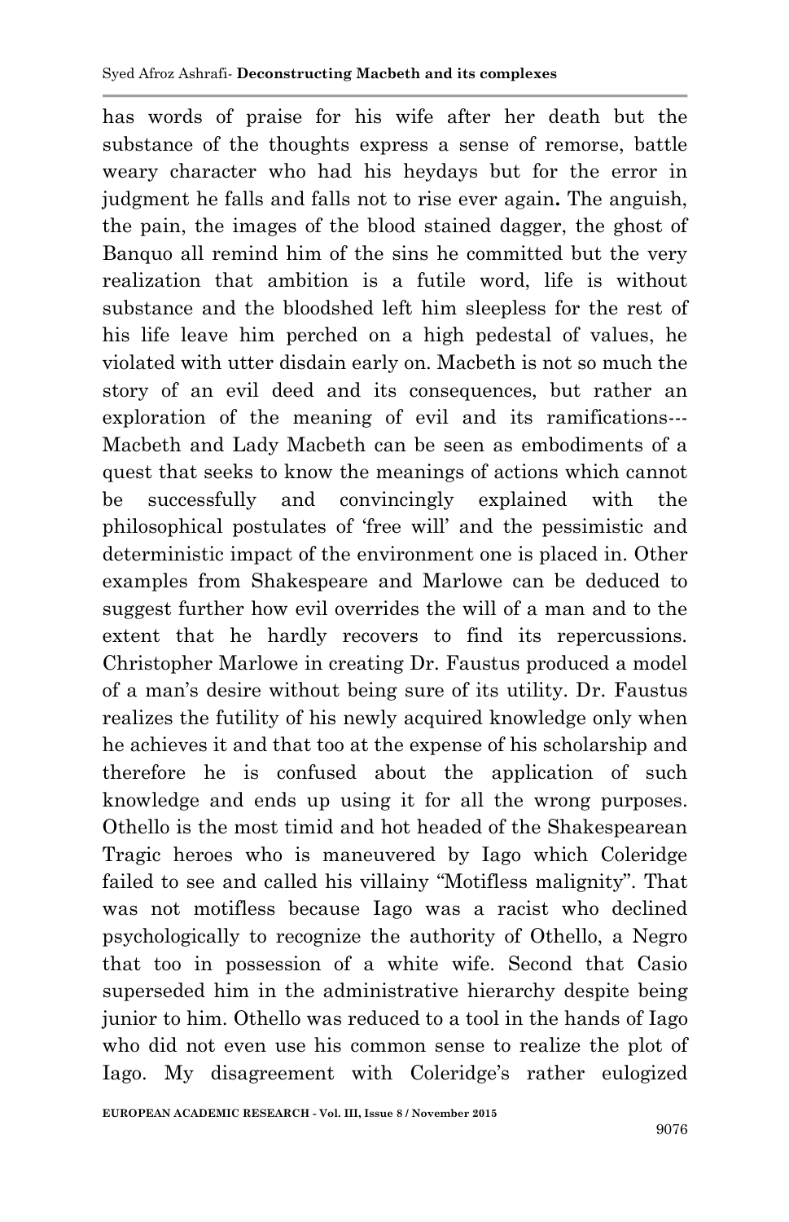has words of praise for his wife after her death but the substance of the thoughts express a sense of remorse, battle weary character who had his heydays but for the error in judgment he falls and falls not to rise ever again**.** The anguish, the pain, the images of the blood stained dagger, the ghost of Banquo all remind him of the sins he committed but the very realization that ambition is a futile word, life is without substance and the bloodshed left him sleepless for the rest of his life leave him perched on a high pedestal of values, he violated with utter disdain early on. Macbeth is not so much the story of an evil deed and its consequences, but rather an exploration of the meaning of evil and its ramifications--- Macbeth and Lady Macbeth can be seen as embodiments of a quest that seeks to know the meanings of actions which cannot be successfully and convincingly explained with the philosophical postulates of 'free will' and the pessimistic and deterministic impact of the environment one is placed in. Other examples from Shakespeare and Marlowe can be deduced to suggest further how evil overrides the will of a man and to the extent that he hardly recovers to find its repercussions. Christopher Marlowe in creating Dr. Faustus produced a model of a man's desire without being sure of its utility. Dr. Faustus realizes the futility of his newly acquired knowledge only when he achieves it and that too at the expense of his scholarship and therefore he is confused about the application of such knowledge and ends up using it for all the wrong purposes. Othello is the most timid and hot headed of the Shakespearean Tragic heroes who is maneuvered by Iago which Coleridge failed to see and called his villainy "Motifless malignity". That was not motifless because Iago was a racist who declined psychologically to recognize the authority of Othello, a Negro that too in possession of a white wife. Second that Casio superseded him in the administrative hierarchy despite being junior to him. Othello was reduced to a tool in the hands of Iago who did not even use his common sense to realize the plot of Iago. My disagreement with Coleridge's rather eulogized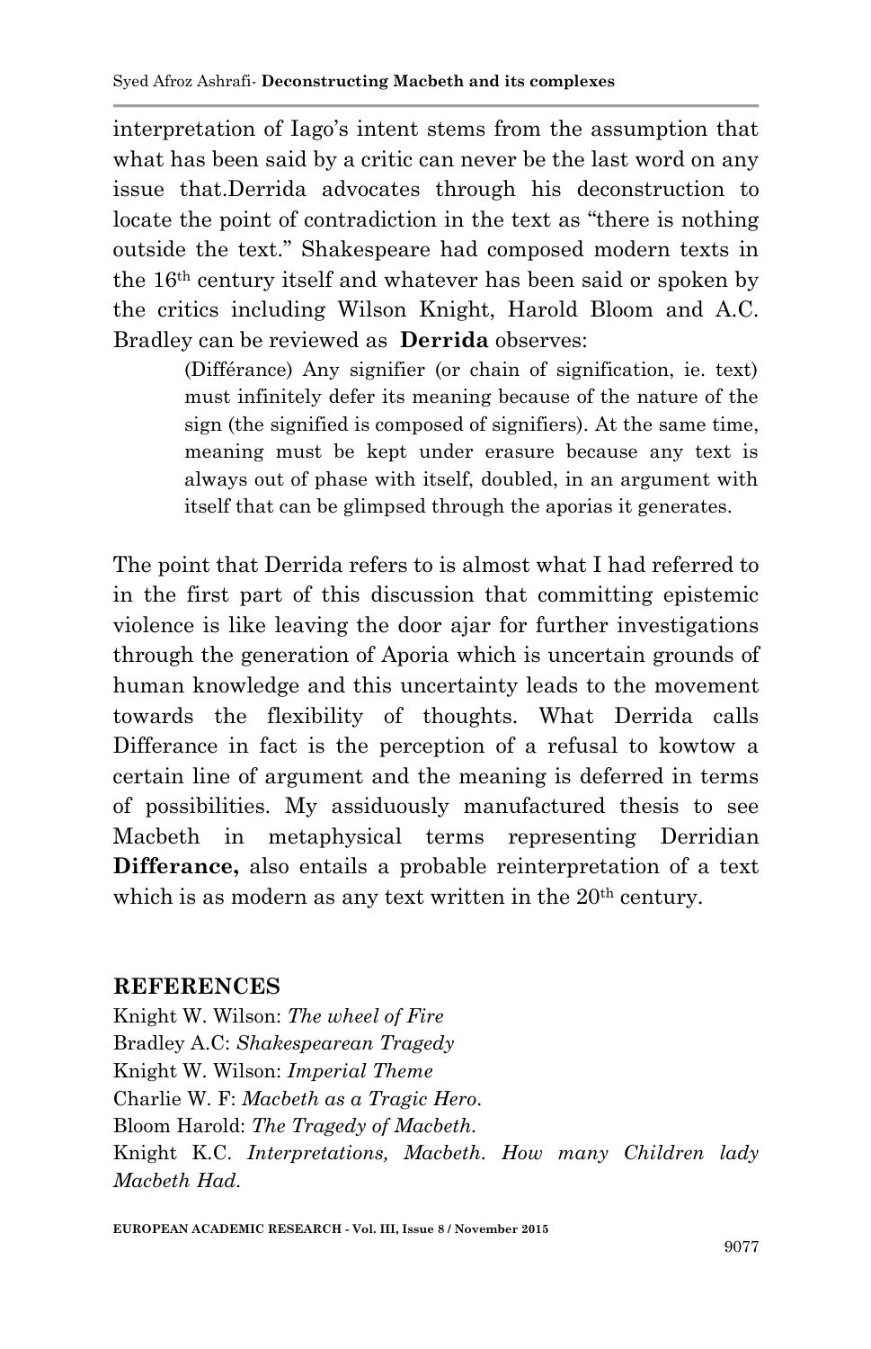interpretation of Iago's intent stems from the assumption that what has been said by a critic can never be the last word on any issue that.Derrida advocates through his deconstruction to locate the point of contradiction in the text as "there is nothing outside the text." Shakespeare had composed modern texts in the 16th century itself and whatever has been said or spoken by the critics including Wilson Knight, Harold Bloom and A.C. Bradley can be reviewed as **Derrida** observes:

> (Différance) Any signifier (or chain of signification, ie. text) must infinitely defer its meaning because of the nature of the sign (the signified is composed of signifiers). At the same time, meaning must be kept under erasure because any text is always out of phase with itself, doubled, in an argument with itself that can be glimpsed through the aporias it generates.

The point that Derrida refers to is almost what I had referred to in the first part of this discussion that committing epistemic violence is like leaving the door ajar for further investigations through the generation of Aporia which is uncertain grounds of human knowledge and this uncertainty leads to the movement towards the flexibility of thoughts. What Derrida calls Differance in fact is the perception of a refusal to kowtow a certain line of argument and the meaning is deferred in terms of possibilities. My assiduously manufactured thesis to see Macbeth in metaphysical terms representing Derridian **Differance,** also entails a probable reinterpretation of a text which is as modern as any text written in the 20th century.

## REFERENCES

Knight W. Wilson: *The wheel of Fire*

Bradley A.C: *Shakespearean Tragedy*

Knight W. Wilson: *Imperial Theme*

Charlie W. F: *Macbeth as a Tragic Hero.*

Bloom Harold: *The Tragedy of Macbeth.*

Knight K.C. *Interpretations, Macbeth. How many Children lady Macbeth Had.*